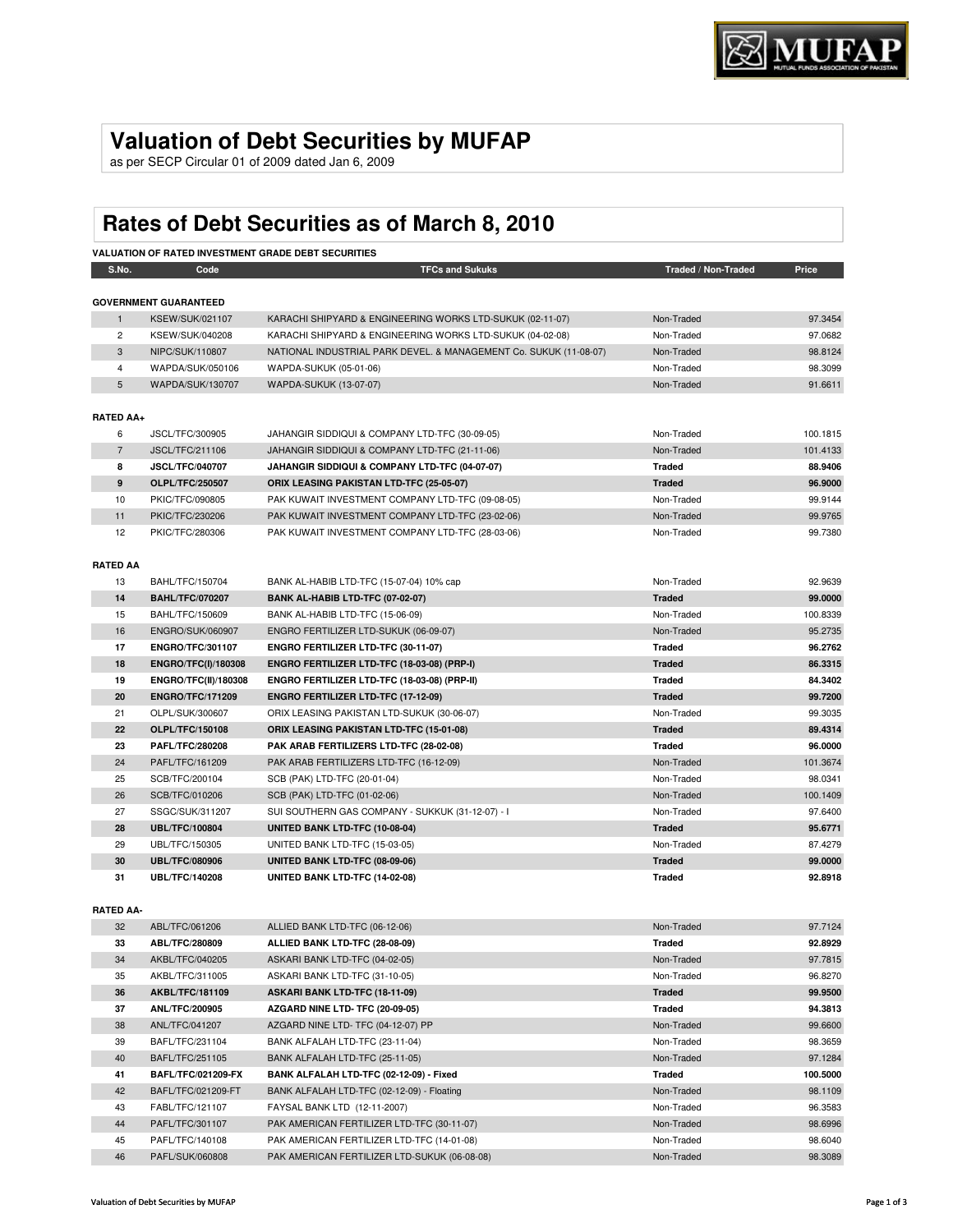# Valuation of Debt Securities by MUFAP

as per SECP Circular 01 of 2009 dated Jan 6, 2009

## Rates of Debt Securities as of March 8, 2010

**VALUATION OF RATED INVESTMENT GRADE DEBT SECURITIES**

| S.No. | Code | TFCs and Sukuks | Traded / Non-Traded | Price |
|---|---|---|---|---|
| **GOVERNMENT GUARANTEED** | | | | |
| 1 | KSEW/SUK/021107 | KARACHI SHIPYARD & ENGINEERING WORKS LTD-SUKUK (02-11-07) | Non-Traded | 97.3454 |
| 2 | KSEW/SUK/040208 | KARACHI SHIPYARD & ENGINEERING WORKS LTD-SUKUK (04-02-08) | Non-Traded | 97.0682 |
| 3 | NIPC/SUK/110807 | NATIONAL INDUSTRIAL PARK DEVEL. & MANAGEMENT Co. SUKUK (11-08-07) | Non-Traded | 98.8124 |
| 4 | WAPDA/SUK/050106 | WAPDA-SUKUK (05-01-06) | Non-Traded | 98.3099 |
| 5 | WAPDA/SUK/130707 | WAPDA-SUKUK (13-07-07) | Non-Traded | 91.6611 |
| **RATED AA+** | | | | |
| 6 | JSCL/TFC/300905 | JAHANGIR SIDDIQUI & COMPANY LTD-TFC (30-09-05) | Non-Traded | 100.1815 |
| 7 | JSCL/TFC/211106 | JAHANGIR SIDDIQUI & COMPANY LTD-TFC (21-11-06) | Non-Traded | 101.4133 |
| **8** | **JSCL/TFC/040707** | **JAHANGIR SIDDIQUI & COMPANY LTD-TFC (04-07-07)** | **Traded** | **88.9406** |
| **9** | **OLPL/TFC/250507** | **ORIX LEASING PAKISTAN LTD-TFC (25-05-07)** | **Traded** | **96.9000** |
| 10 | PKIC/TFC/090805 | PAK KUWAIT INVESTMENT COMPANY LTD-TFC (09-08-05) | Non-Traded | 99.9144 |
| 11 | PKIC/TFC/230206 | PAK KUWAIT INVESTMENT COMPANY LTD-TFC (23-02-06) | Non-Traded | 99.9765 |
| 12 | PKIC/TFC/280306 | PAK KUWAIT INVESTMENT COMPANY LTD-TFC (28-03-06) | Non-Traded | 99.7380 |
| **RATED AA** | | | | |
| 13 | BAHL/TFC/150704 | BANK AL-HABIB LTD-TFC (15-07-04) 10% cap | Non-Traded | 92.9639 |
| **14** | **BAHL/TFC/070207** | **BANK AL-HABIB LTD-TFC (07-02-07)** | **Traded** | **99.0000** |
| 15 | BAHL/TFC/150609 | BANK AL-HABIB LTD-TFC (15-06-09) | Non-Traded | 100.8339 |
| 16 | ENGRO/SUK/060907 | ENGRO FERTILIZER LTD-SUKUK (06-09-07) | Non-Traded | 95.2735 |
| **17** | **ENGRO/TFC/301107** | **ENGRO FERTILIZER LTD-TFC (30-11-07)** | **Traded** | **96.2762** |
| **18** | **ENGRO/TFC(I)/180308** | **ENGRO FERTILIZER LTD-TFC (18-03-08) (PRP-I)** | **Traded** | **86.3315** |
| **19** | **ENGRO/TFC(II)/180308** | **ENGRO FERTILIZER LTD-TFC (18-03-08) (PRP-II)** | **Traded** | **84.3402** |
| **20** | **ENGRO/TFC/171209** | **ENGRO FERTILIZER LTD-TFC (17-12-09)** | **Traded** | **99.7200** |
| 21 | OLPL/SUK/300607 | ORIX LEASING PAKISTAN LTD-SUKUK (30-06-07) | Non-Traded | 99.3035 |
| **22** | **OLPL/TFC/150108** | **ORIX LEASING PAKISTAN LTD-TFC (15-01-08)** | **Traded** | **89.4314** |
| **23** | **PAFL/TFC/280208** | **PAK ARAB FERTILIZERS LTD-TFC (28-02-08)** | **Traded** | **96.0000** |
| 24 | PAFL/TFC/161209 | PAK ARAB FERTILIZERS LTD-TFC (16-12-09) | Non-Traded | 101.3674 |
| 25 | SCB/TFC/200104 | SCB (PAK) LTD-TFC (20-01-04) | Non-Traded | 98.0341 |
| 26 | SCB/TFC/010206 | SCB (PAK) LTD-TFC (01-02-06) | Non-Traded | 100.1409 |
| 27 | SSGC/SUK/311207 | SUI SOUTHERN GAS COMPANY - SUKKUK (31-12-07) - I | Non-Traded | 97.6400 |
| **28** | **UBL/TFC/100804** | **UNITED BANK LTD-TFC (10-08-04)** | **Traded** | **95.6771** |
| 29 | UBL/TFC/150305 | UNITED BANK LTD-TFC (15-03-05) | Non-Traded | 87.4279 |
| **30** | **UBL/TFC/080906** | **UNITED BANK LTD-TFC (08-09-06)** | **Traded** | **99.0000** |
| **31** | **UBL/TFC/140208** | **UNITED BANK LTD-TFC (14-02-08)** | **Traded** | **92.8918** |
| **RATED AA-** | | | | |
| 32 | ABL/TFC/061206 | ALLIED BANK LTD-TFC (06-12-06) | Non-Traded | 97.7124 |
| **33** | **ABL/TFC/280809** | **ALLIED BANK LTD-TFC (28-08-09)** | **Traded** | **92.8929** |
| 34 | AKBL/TFC/040205 | ASKARI BANK LTD-TFC (04-02-05) | Non-Traded | 97.7815 |
| 35 | AKBL/TFC/311005 | ASKARI BANK LTD-TFC (31-10-05) | Non-Traded | 96.8270 |
| **36** | **AKBL/TFC/181109** | **ASKARI BANK LTD-TFC (18-11-09)** | **Traded** | **99.9500** |
| **37** | **ANL/TFC/200905** | **AZGARD NINE LTD- TFC (20-09-05)** | **Traded** | **94.3813** |
| 38 | ANL/TFC/041207 | AZGARD NINE LTD- TFC (04-12-07) PP | Non-Traded | 99.6600 |
| 39 | BAFL/TFC/231104 | BANK ALFALAH LTD-TFC (23-11-04) | Non-Traded | 98.3659 |
| 40 | BAFL/TFC/251105 | BANK ALFALAH LTD-TFC (25-11-05) | Non-Traded | 97.1284 |
| **41** | **BAFL/TFC/021209-FX** | **BANK ALFALAH LTD-TFC (02-12-09) - Fixed** | **Traded** | **100.5000** |
| 42 | BAFL/TFC/021209-FT | BANK ALFALAH LTD-TFC (02-12-09) - Floating | Non-Traded | 98.1109 |
| 43 | FABL/TFC/121107 | FAYSAL BANK LTD (12-11-2007) | Non-Traded | 96.3583 |
| 44 | PAFL/TFC/301107 | PAK AMERICAN FERTILIZER LTD-TFC (30-11-07) | Non-Traded | 98.6996 |
| 45 | PAFL/TFC/140108 | PAK AMERICAN FERTILIZER LTD-TFC (14-01-08) | Non-Traded | 98.6040 |
| 46 | PAFL/SUK/060808 | PAK AMERICAN FERTILIZER LTD-SUKUK (06-08-08) | Non-Traded | 98.3089 |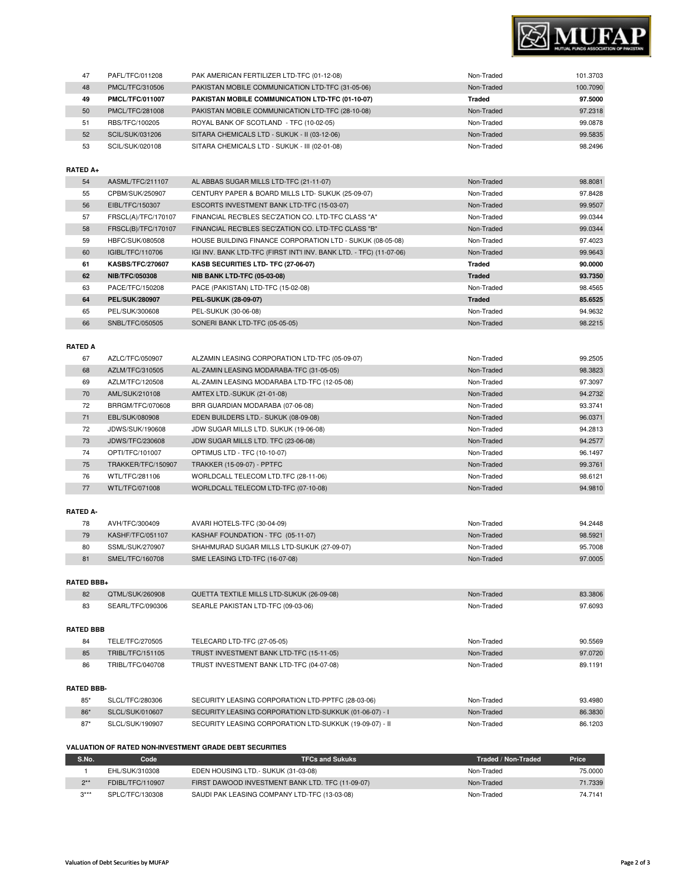| 47 | PAFL/TFC/011208 | PAK AMERICAN FERTILIZER LTD-TFC (01-12-08) | Non-Traded | 101.3703 |
|---|---|---|---|---|
| 48 | PMCL/TFC/310506 | PAKISTAN MOBILE COMMUNICATION LTD-TFC (31-05-06) | Non-Traded | 100.7090 |
| **49** | **PMCL/TFC/011007** | **PAKISTAN MOBILE COMMUNICATION LTD-TFC (01-10-07)** | **Traded** | **97.5000** |
| 50 | PMCL/TFC/281008 | PAKISTAN MOBILE COMMUNICATION LTD-TFC (28-10-08) | Non-Traded | 97.2318 |
| 51 | RBS/TFC/100205 | ROYAL BANK OF SCOTLAND - TFC (10-02-05) | Non-Traded | 99.0878 |
| 52 | SCIL/SUK/031206 | SITARA CHEMICALS LTD - SUKUK - II (03-12-06) | Non-Traded | 99.5835 |
| 53 | SCIL/SUK/020108 | SITARA CHEMICALS LTD - SUKUK - III (02-01-08) | Non-Traded | 98.2496 |

**RATED A+**

| 54 | AASML/TFC/211107 | AL ABBAS SUGAR MILLS LTD-TFC (21-11-07) | Non-Traded | 98.8081 |
|---|---|---|---|---|
| 55 | CPBM/SUK/250907 | CENTURY PAPER & BOARD MILLS LTD- SUKUK (25-09-07) | Non-Traded | 97.8428 |
| 56 | EIBL/TFC/150307 | ESCORTS INVESTMENT BANK LTD-TFC (15-03-07) | Non-Traded | 99.9507 |
| 57 | FRSCL(A)/TFC/170107 | FINANCIAL REC'BLES SEC'ZATION CO. LTD-TFC CLASS "A" | Non-Traded | 99.0344 |
| 58 | FRSCL(B)/TFC/170107 | FINANCIAL REC'BLES SEC'ZATION CO. LTD-TFC CLASS "B" | Non-Traded | 99.0344 |
| 59 | HBFC/SUK/080508 | HOUSE BUILDING FINANCE CORPORATION LTD - SUKUK (08-05-08) | Non-Traded | 97.4023 |
| 60 | IGIBL/TFC/110706 | IGI INV. BANK LTD-TFC (FIRST INT'I INV. BANK LTD. - TFC) (11-07-06) | Non-Traded | 99.9643 |
| **61** | **KASBS/TFC/270607** | **KASB SECURITIES LTD- TFC (27-06-07)** | **Traded** | **90.0000** |
| **62** | **NIB/TFC/050308** | **NIB BANK LTD-TFC (05-03-08)** | **Traded** | **93.7350** |
| 63 | PACE/TFC/150208 | PACE (PAKISTAN) LTD-TFC (15-02-08) | Non-Traded | 98.4565 |
| **64** | **PEL/SUK/280907** | **PEL-SUKUK (28-09-07)** | **Traded** | **85.6525** |
| 65 | PEL/SUK/300608 | PEL-SUKUK (30-06-08) | Non-Traded | 94.9632 |
| 66 | SNBL/TFC/050505 | SONERI BANK LTD-TFC (05-05-05) | Non-Traded | 98.2215 |

**RATED A**

| 67 | AZLC/TFC/050907 | ALZAMIN LEASING CORPORATION LTD-TFC (05-09-07) | Non-Traded | 99.2505 |
|---|---|---|---|---|
| 68 | AZLM/TFC/310505 | AL-ZAMIN LEASING MODARABA-TFC (31-05-05) | Non-Traded | 98.3823 |
| 69 | AZLM/TFC/120508 | AL-ZAMIN LEASING MODARABA LTD-TFC (12-05-08) | Non-Traded | 97.3097 |
| 70 | AML/SUK/210108 | AMTEX LTD.-SUKUK (21-01-08) | Non-Traded | 94.2732 |
| 72 | BRRGM/TFC/070608 | BRR GUARDIAN MODARABA (07-06-08) | Non-Traded | 93.3741 |
| 71 | EBL/SUK/080908 | EDEN BUILDERS LTD.- SUKUK (08-09-08) | Non-Traded | 96.0371 |
| 72 | JDWS/SUK/190608 | JDW SUGAR MILLS LTD. SUKUK (19-06-08) | Non-Traded | 94.2813 |
| 73 | JDWS/TFC/230608 | JDW SUGAR MILLS LTD. TFC (23-06-08) | Non-Traded | 94.2577 |
| 74 | OPTI/TFC/101007 | OPTIMUS LTD - TFC (10-10-07) | Non-Traded | 96.1497 |
| 75 | TRAKKER/TFC/150907 | TRAKKER (15-09-07) - PPTFC | Non-Traded | 99.3761 |
| 76 | WTL/TFC/281106 | WORLDCALL TELECOM LTD.TFC (28-11-06) | Non-Traded | 98.6121 |
| 77 | WTL/TFC/071008 | WORLDCALL TELECOM LTD-TFC (07-10-08) | Non-Traded | 94.9810 |

**RATED A-**

| 78 | AVH/TFC/300409 | AVARI HOTELS-TFC (30-04-09) | Non-Traded | 94.2448 |
|---|---|---|---|---|
| 79 | KASHF/TFC/051107 | KASHAF FOUNDATION - TFC (05-11-07) | Non-Traded | 98.5921 |
| 80 | SSML/SUK/270907 | SHAHMURAD SUGAR MILLS LTD-SUKUK (27-09-07) | Non-Traded | 95.7008 |
| 81 | SMEL/TFC/160708 | SME LEASING LTD-TFC (16-07-08) | Non-Traded | 97.0005 |

**RATED BBB+**

| 82 | QTML/SUK/260908 | QUETTA TEXTILE MILLS LTD-SUKUK (26-09-08) | Non-Traded | 83.3806 |
|---|---|---|---|---|
| 83 | SEARL/TFC/090306 | SEARLE PAKISTAN LTD-TFC (09-03-06) | Non-Traded | 97.6093 |

**RATED BBB**

| 84 | TELE/TFC/270505 | TELECARD LTD-TFC (27-05-05) | Non-Traded | 90.5569 |
|---|---|---|---|---|
| 85 | TRIBL/TFC/151105 | TRUST INVESTMENT BANK LTD-TFC (15-11-05) | Non-Traded | 97.0720 |
| 86 | TRIBL/TFC/040708 | TRUST INVESTMENT BANK LTD-TFC (04-07-08) | Non-Traded | 89.1191 |

**RATED BBB-**

| 85* | SLCL/TFC/280306 | SECURITY LEASING CORPORATION LTD-PPTFC (28-03-06) | Non-Traded | 93.4980 |
|---|---|---|---|---|
| 86* | SLCL/SUK/010607 | SECURITY LEASING CORPORATION LTD-SUKKUK (01-06-07) - I | Non-Traded | 86.3830 |
| 87* | SLCL/SUK/190907 | SECURITY LEASING CORPORATION LTD-SUKKUK (19-09-07) - II | Non-Traded | 86.1203 |

**VALUATION OF RATED NON-INVESTMENT GRADE DEBT SECURITIES**

| S.No. | Code | TFCs and Sukuks | Traded / Non-Traded | Price |
|---|---|---|---|---|
| 1 | EHL/SUK/310308 | EDEN HOUSING LTD.- SUKUK (31-03-08) | Non-Traded | 75.0000 |
| 2** | FDIBL/TFC/110907 | FIRST DAWOOD INVESTMENT BANK LTD. TFC (11-09-07) | Non-Traded | 71.7339 |
| 3*** | SPLC/TFC/130308 | SAUDI PAK LEASING COMPANY LTD-TFC (13-03-08) | Non-Traded | 74.7141 |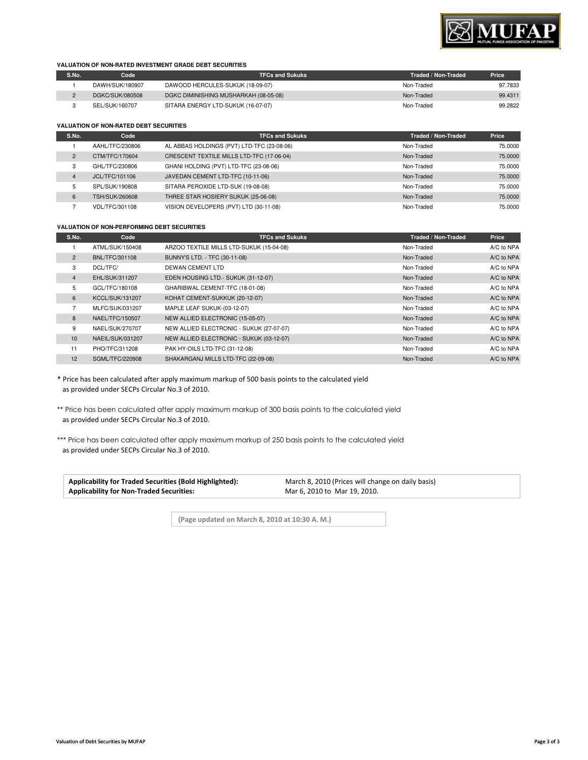### VALUATION OF NON-RATED INVESTMENT GRADE DEBT SECURITIES

| S.No. | Code | TFCs and Sukuks | Traded / Non-Traded | Price |
|---|---|---|---|---|
| 1 | DAWH/SUK/180907 | DAWOOD HERCULES-SUKUK (18-09-07) | Non-Traded | 97.7833 |
| 2 | DGKC/SUK/080508 | DGKC DIMINISHING MUSHARKAH (08-05-08) | Non-Traded | 99.4311 |
| 3 | SEL/SUK/160707 | SITARA ENERGY LTD-SUKUK (16-07-07) | Non-Traded | 99.2822 |

### VALUATION OF NON-RATED DEBT SECURITIES

| S.No. | Code | TFCs and Sukuks | Traded / Non-Traded | Price |
|---|---|---|---|---|
| 1 | AAHL/TFC/230806 | AL ABBAS HOLDINGS (PVT) LTD-TFC (23-08-06) | Non-Traded | 75.0000 |
| 2 | CTM/TFC/170604 | CRESCENT TEXTILE MILLS LTD-TFC (17-06-04) | Non-Traded | 75.0000 |
| 3 | GHL/TFC/230806 | GHANI HOLDING (PVT) LTD-TFC (23-08-06) | Non-Traded | 75.0000 |
| 4 | JCL/TFC/101106 | JAVEDAN CEMENT LTD-TFC (10-11-06) | Non-Traded | 75.0000 |
| 5 | SPL/SUK/190808 | SITARA PEROXIDE LTD-SUK (19-08-08) | Non-Traded | 75.0000 |
| 6 | TSH/SUK/260608 | THREE STAR HOSIERY SUKUK (25-06-08) | Non-Traded | 75.0000 |
| 7 | VDL/TFC/301108 | VISION DEVELOPERS (PVT) LTD (30-11-08) | Non-Traded | 75.0000 |

### VALUATION OF NON-PERFORMING DEBT SECURITIES

| S.No. | Code | TFCs and Sukuks | Traded / Non-Traded | Price |
|---|---|---|---|---|
| 1 | ATML/SUK/150408 | ARZOO TEXTILE MILLS LTD-SUKUK (15-04-08) | Non-Traded | A/C to NPA |
| 2 | BNL/TFC/301108 | BUNNY'S LTD. - TFC (30-11-08) | Non-Traded | A/C to NPA |
| 3 | DCL/TFC/ | DEWAN CEMENT LTD | Non-Traded | A/C to NPA |
| 4 | EHL/SUK/311207 | EDEN HOUSING LTD.- SUKUK (31-12-07) | Non-Traded | A/C to NPA |
| 5 | GCL/TFC/180108 | GHARIBWAL CEMENT-TFC (18-01-08) | Non-Traded | A/C to NPA |
| 6 | KCCL/SUK/131207 | KOHAT CEMENT-SUKKUK (20-12-07) | Non-Traded | A/C to NPA |
| 7 | MLFC/SUK/031207 | MAPLE LEAF SUKUK-(03-12-07) | Non-Traded | A/C to NPA |
| 8 | NAEL/TFC/150507 | NEW ALLIED ELECTRONIC (15-05-07) | Non-Traded | A/C to NPA |
| 9 | NAEL/SUK/270707 | NEW ALLIED ELECTRONIC - SUKUK (27-07-07) | Non-Traded | A/C to NPA |
| 10 | NAEIL/SUK/031207 | NEW ALLIED ELECTRONIC - SUKUK (03-12-07) | Non-Traded | A/C to NPA |
| 11 | PHO/TFC/311208 | PAK HY-OILS LTD-TFC (31-12-08) | Non-Traded | A/C to NPA |
| 12 | SGML/TFC/220908 | SHAKARGANJ MILLS LTD-TFC (22-09-08) | Non-Traded | A/C to NPA |

* Price has been calculated after apply maximum markup of 500 basis points to the calculated yield as provided under SECPs Circular No.3 of 2010.

** Price has been calculated after apply maximum markup of 300 basis points to the calculated yield as provided under SECPs Circular No.3 of 2010.

*** Price has been calculated after apply maximum markup of 250 basis points to the calculated yield as provided under SECPs Circular No.3 of 2010.

| | |
|---|---|
| **Applicability for Traded Securities (Bold Highlighted):** | March 8, 2010 (Prices will change on daily basis) |
| **Applicability for Non-Traded Securities:** | Mar 6, 2010 to Mar 19, 2010. |

**(Page updated on March 8, 2010 at 10:30 A. M.)**